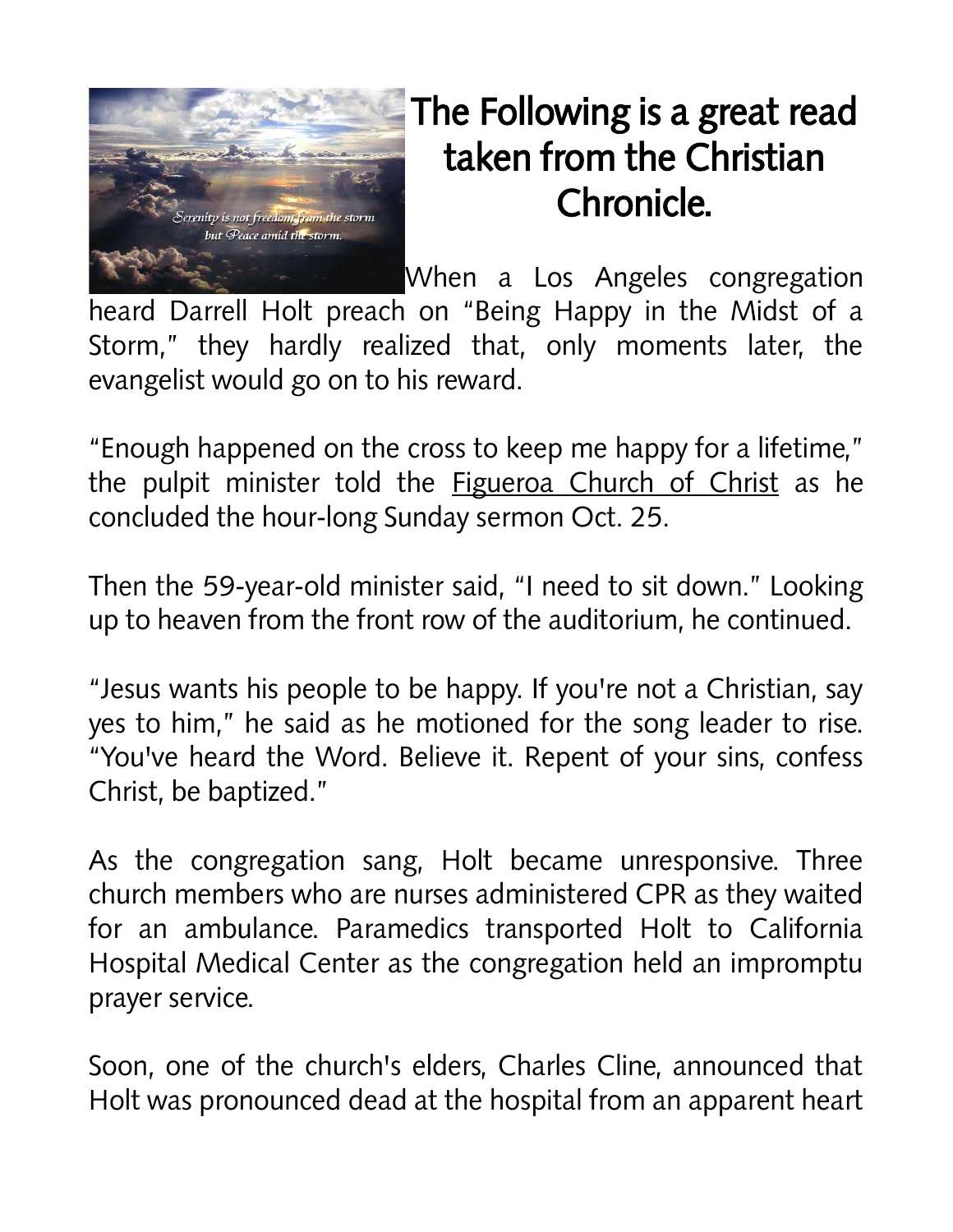# The Following is a great read taken from the Christian Chronicle.

When a Los Angeles congregation heard Darrell Holt preach on "Being Happy in the Midst of a Storm," they hardly realized that, only moments later, the evangelist would go on to his reward.

"Enough happened on the cross to keep me happy for a lifetime," the pulpit minister told the Figueroa Church of Christ as he concluded the hour-long Sunday sermon Oct. 25.

Then the 59-year-old minister said, "I need to sit down." Looking up to heaven from the front row of the auditorium, he continued.

"Jesus wants his people to be happy. If you're not a Christian, say yes to him," he said as he motioned for the song leader to rise. "You've heard the Word. Believe it. Repent of your sins, confess Christ, be baptized."

As the congregation sang, Holt became unresponsive. Three church members who are nurses administered CPR as they waited for an ambulance. Paramedics transported Holt to California Hospital Medical Center as the congregation held an impromptu prayer service.

Soon, one of the church's elders, Charles Cline, announced that Holt was pronounced dead at the hospital from an apparent heart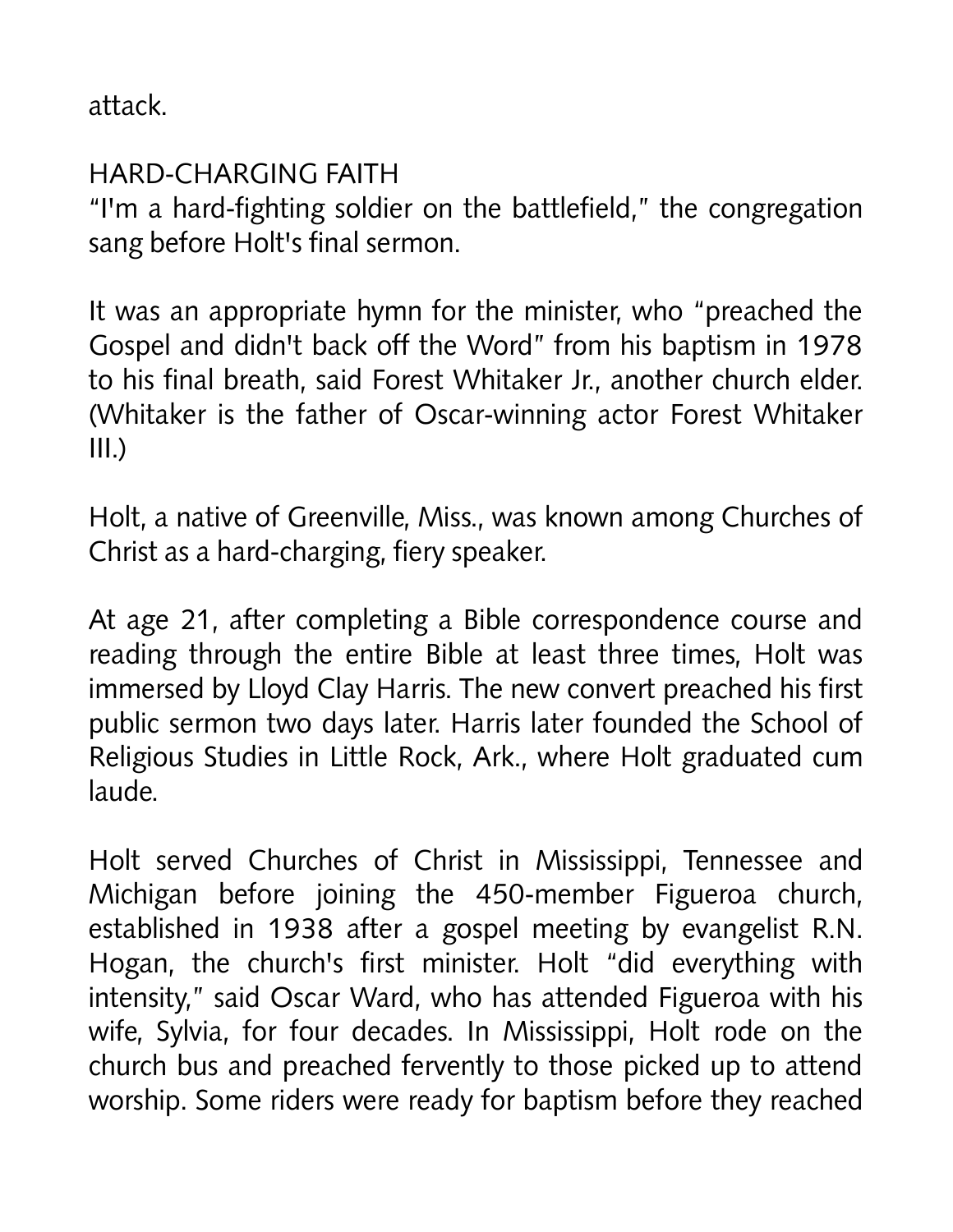attack.

## HARD-CHARGING FAITH

"I'm a hard-fighting soldier on the battlefield," the congregation sang before Holt's final sermon.

It was an appropriate hymn for the minister, who "preached the Gospel and didn't back off the Word" from his baptism in 1978 to his final breath, said Forest Whitaker Jr., another church elder. (Whitaker is the father of Oscar-winning actor Forest Whitaker III.)

Holt, a native of Greenville, Miss., was known among Churches of Christ as a hard-charging, fiery speaker.

At age 21, after completing a Bible correspondence course and reading through the entire Bible at least three times, Holt was immersed by Lloyd Clay Harris. The new convert preached his first public sermon two days later. Harris later founded the School of Religious Studies in Little Rock, Ark., where Holt graduated cum laude.

Holt served Churches of Christ in Mississippi, Tennessee and Michigan before joining the 450-member Figueroa church, established in 1938 after a gospel meeting by evangelist R.N. Hogan, the church's first minister. Holt "did everything with intensity," said Oscar Ward, who has attended Figueroa with his wife, Sylvia, for four decades. In Mississippi, Holt rode on the church bus and preached fervently to those picked up to attend worship. Some riders were ready for baptism before they reached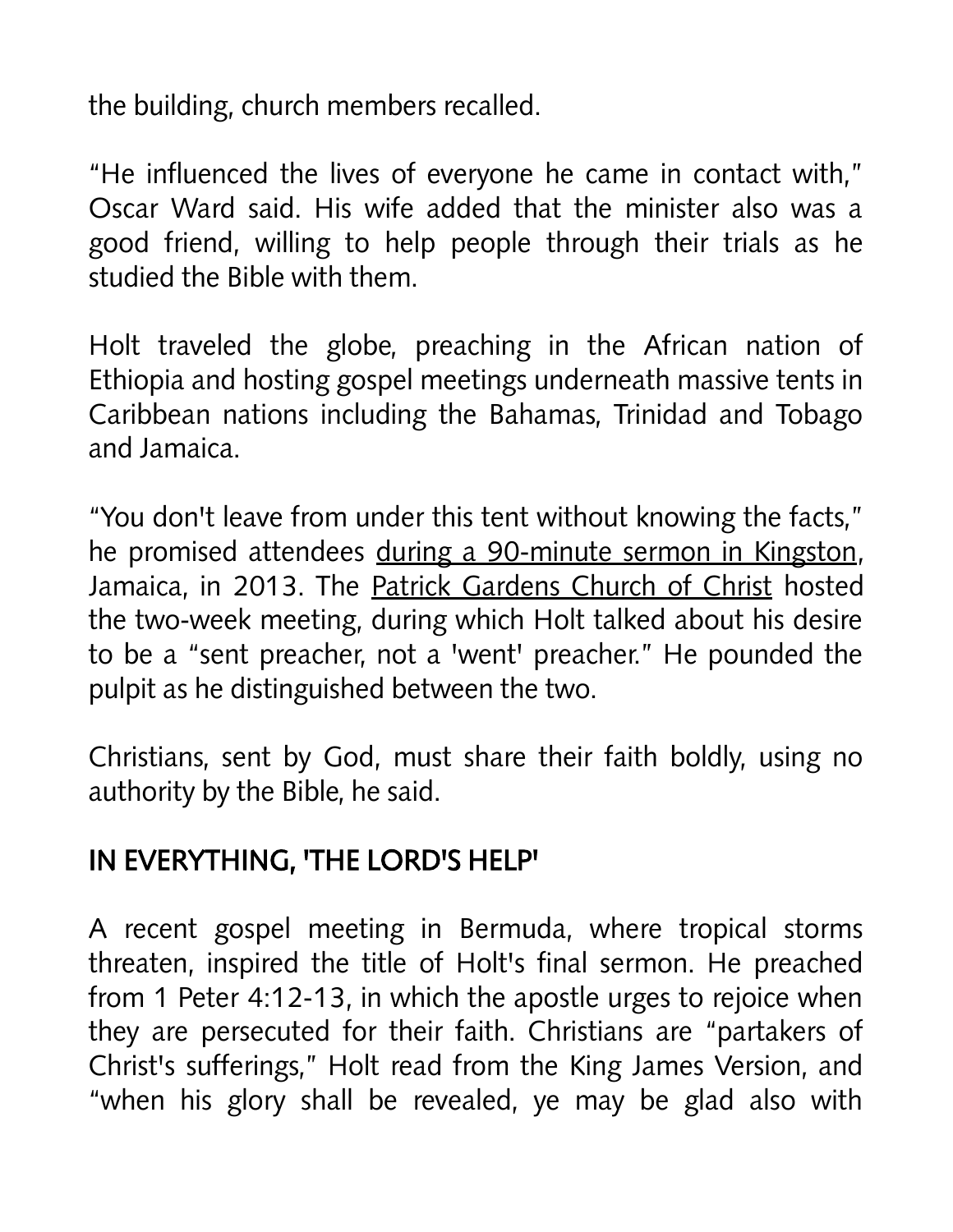the building, church members recalled.

“He influenced the lives of everyone he came in contact with,” Oscar Ward said. His wife added that the minister also was a good friend, willing to help people through their trials as he studied the Bible with them.

Holt traveled the globe, preaching in the African nation of Ethiopia and hosting gospel meetings underneath massive tents in Caribbean nations including the Bahamas, Trinidad and Tobago and Jamaica.

“You don't leave from under this tent without knowing the facts,” he promised attendees during a 90-minute sermon in Kingston, Jamaica, in 2013. The Patrick Gardens Church of Christ hosted the two-week meeting, during which Holt talked about his desire to be a “sent preacher, not a 'went' preacher.” He pounded the pulpit as he distinguished between the two.

Christians, sent by God, must share their faith boldly, using no authority by the Bible, he said.

## IN EVERYTHING, 'THE LORD'S HELP'

A recent gospel meeting in Bermuda, where tropical storms threaten, inspired the title of Holt's final sermon. He preached from 1 Peter 4:12-13, in which the apostle urges to rejoice when they are persecuted for their faith. Christians are “partakers of Christ's sufferings,” Holt read from the King James Version, and “when his glory shall be revealed, ye may be glad also with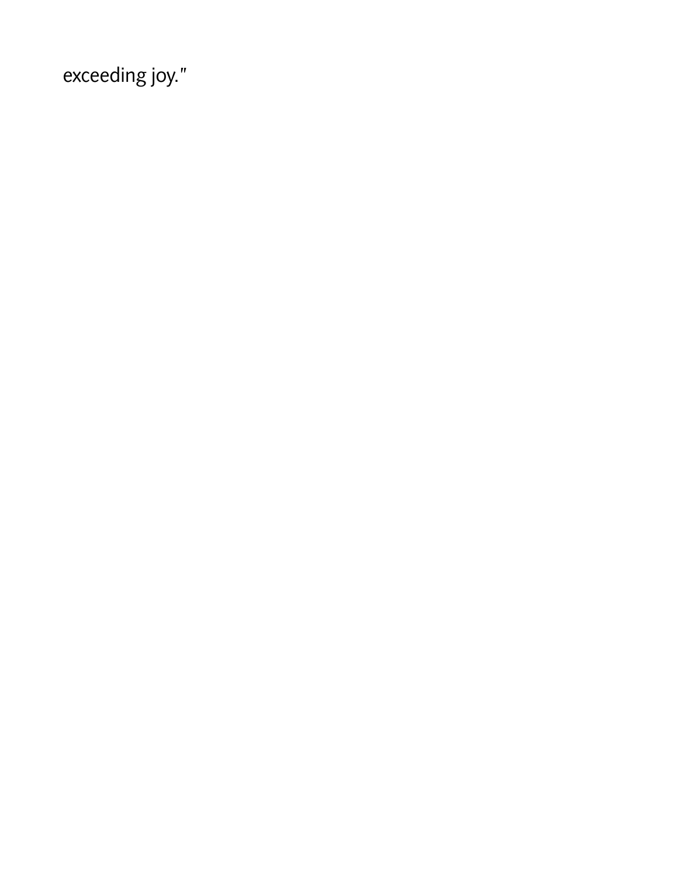exceeding joy."